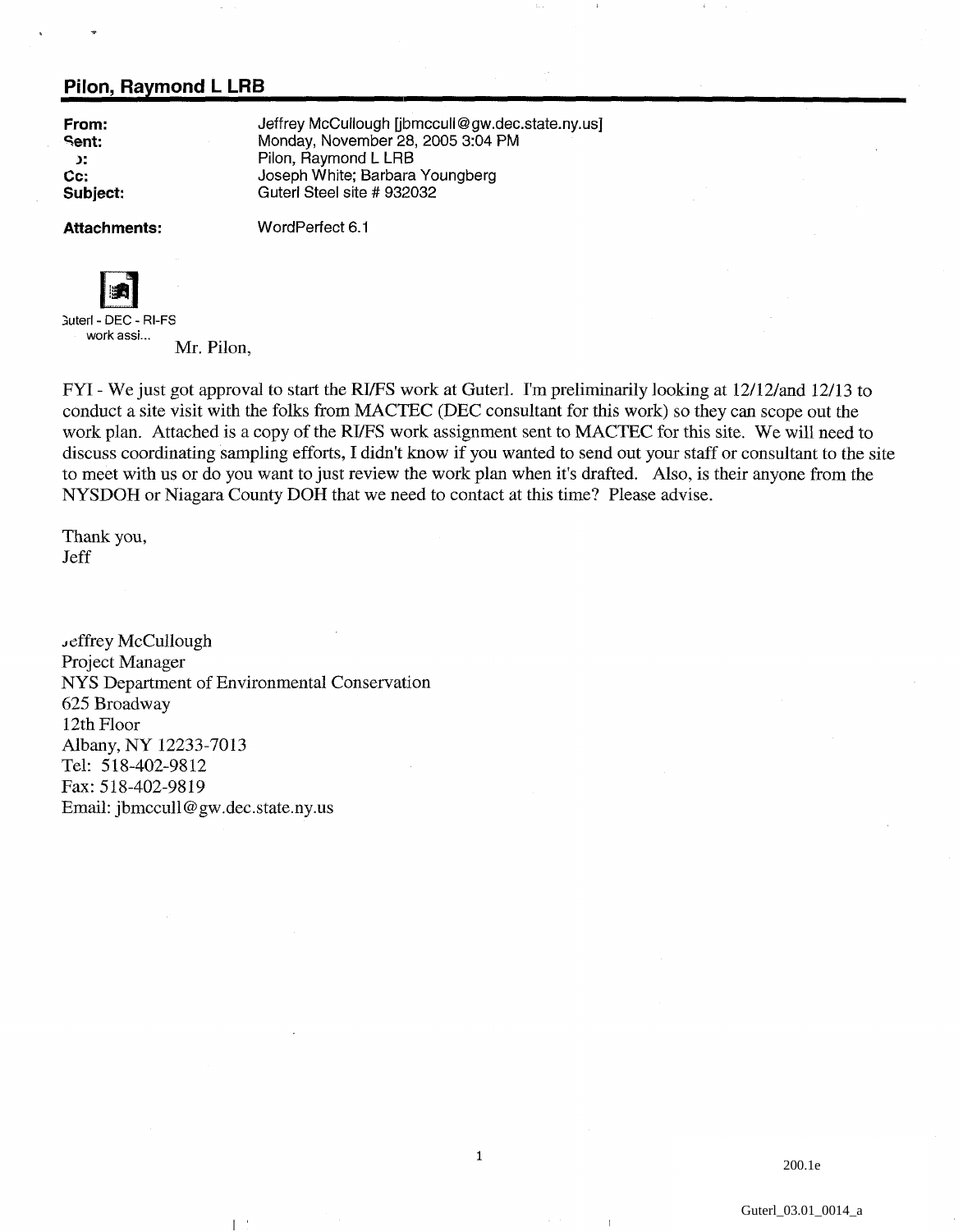## Pilon, Raymond L LRB

| | |
|---|---|
| **From:** | Jeffrey McCullough [jbmccull@gw.dec.state.ny.us] |
| **Sent:** | Monday, November 28, 2005 3:04 PM |
| **To:** | Pilon, Raymond L LRB |
| **Cc:** | Joseph White; Barbara Youngberg |
| **Subject:** | Guterl Steel site # 932032 |
| **Attachments:** | WordPerfect 6.1 |

Guterl - DEC - RI-FS work assi...

Mr. Pilon,

FYI - We just got approval to start the RI/FS work at Guterl. I'm preliminarily looking at 12/12/and 12/13 to conduct a site visit with the folks from MACTEC (DEC consultant for this work) so they can scope out the work plan. Attached is a copy of the RI/FS work assignment sent to MACTEC for this site. We will need to discuss coordinating sampling efforts, I didn't know if you wanted to send out your staff or consultant to the site to meet with us or do you want to just review the work plan when it's drafted. Also, is their anyone from the NYSDOH or Niagara County DOH that we need to contact at this time? Please advise.

Thank you,
Jeff

Jeffrey McCullough
Project Manager
NYS Department of Environmental Conservation
625 Broadway
12th Floor
Albany, NY 12233-7013
Tel: 518-402-9812
Fax: 518-402-9819
Email: jbmccull@gw.dec.state.ny.us

200.1e

Guterl_03.01_0014_a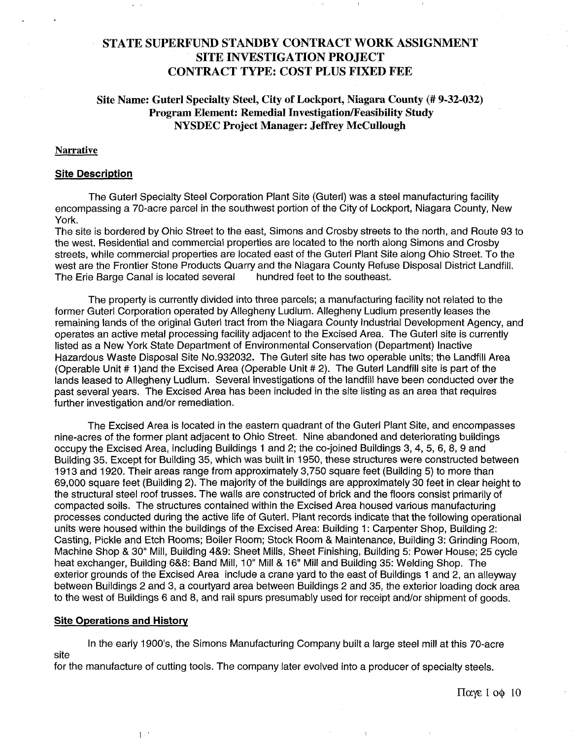# STATE SUPERFUND STANDBY CONTRACT WORK ASSIGNMENT
# SITE INVESTIGATION PROJECT
# CONTRACT TYPE: COST PLUS FIXED FEE

## Site Name: Guterl Specialty Steel, City of Lockport, Niagara County (# 9-32-032)
## Program Element: Remedial Investigation/Feasibility Study
## NYSDEC Project Manager: Jeffrey McCullough

**Narrative**

### Site Description

The Guterl Specialty Steel Corporation Plant Site (Guterl) was a steel manufacturing facility encompassing a 70-acre parcel in the southwest portion of the City of Lockport, Niagara County, New York.
The site is bordered by Ohio Street to the east, Simons and Crosby streets to the north, and Route 93 to the west. Residential and commercial properties are located to the north along Simons and Crosby streets, while commercial properties are located east of the Guterl Plant Site along Ohio Street. To the west are the Frontier Stone Products Quarry and the Niagara County Refuse Disposal District Landfill. The Erie Barge Canal is located several hundred feet to the southeast.

The property is currently divided into three parcels; a manufacturing facility not related to the former Guterl Corporation operated by Allegheny Ludlum. Allegheny Ludlum presently leases the remaining lands of the original Guterl tract from the Niagara County Industrial Development Agency, and operates an active metal processing facility adjacent to the Excised Area. The Guterl site is currently listed as a New York State Department of Environmental Conservation (Department) Inactive Hazardous Waste Disposal Site No.932032. The Guterl site has two operable units; the Landfill Area (Operable Unit # 1)and the Excised Area (Operable Unit # 2). The Guterl Landfill site is part of the lands leased to Allegheny Ludlum. Several investigations of the landfill have been conducted over the past several years. The Excised Area has been included in the site listing as an area that requires further investigation and/or remediation.

The Excised Area is located in the eastern quadrant of the Guterl Plant Site, and encompasses nine-acres of the former plant adjacent to Ohio Street. Nine abandoned and deteriorating buildings occupy the Excised Area, including Buildings 1 and 2; the co-joined Buildings 3, 4, 5, 6, 8, 9 and Building 35. Except for Building 35, which was built in 1950, these structures were constructed between 1913 and 1920. Their areas range from approximately 3,750 square feet (Building 5) to more than 69,000 square feet (Building 2). The majority of the buildings are approximately 30 feet in clear height to the structural steel roof trusses. The walls are constructed of brick and the floors consist primarily of compacted soils. The structures contained within the Excised Area housed various manufacturing processes conducted during the active life of Guterl. Plant records indicate that the following operational units were housed within the buildings of the Excised Area: Building 1: Carpenter Shop, Building 2: Casting, Pickle and Etch Rooms; Boiler Room; Stock Room & Maintenance, Building 3: Grinding Room, Machine Shop & 30" Mill, Building 4&9: Sheet Mills, Sheet Finishing, Building 5: Power House; 25 cycle heat exchanger, Building 6&8: Band Mill, 10" Mill & 16" Mill and Building 35: Welding Shop. The exterior grounds of the Excised Area include a crane yard to the east of Buildings 1 and 2, an alleyway between Buildings 2 and 3, a courtyard area between Buildings 2 and 35, the exterior loading dock area to the west of Buildings 6 and 8, and rail spurs presumably used for receipt and/or shipment of goods.

### Site Operations and History

In the early 1900's, the Simons Manufacturing Company built a large steel mill at this 70-acre site
for the manufacture of cutting tools. The company later evolved into a producer of specialty steels.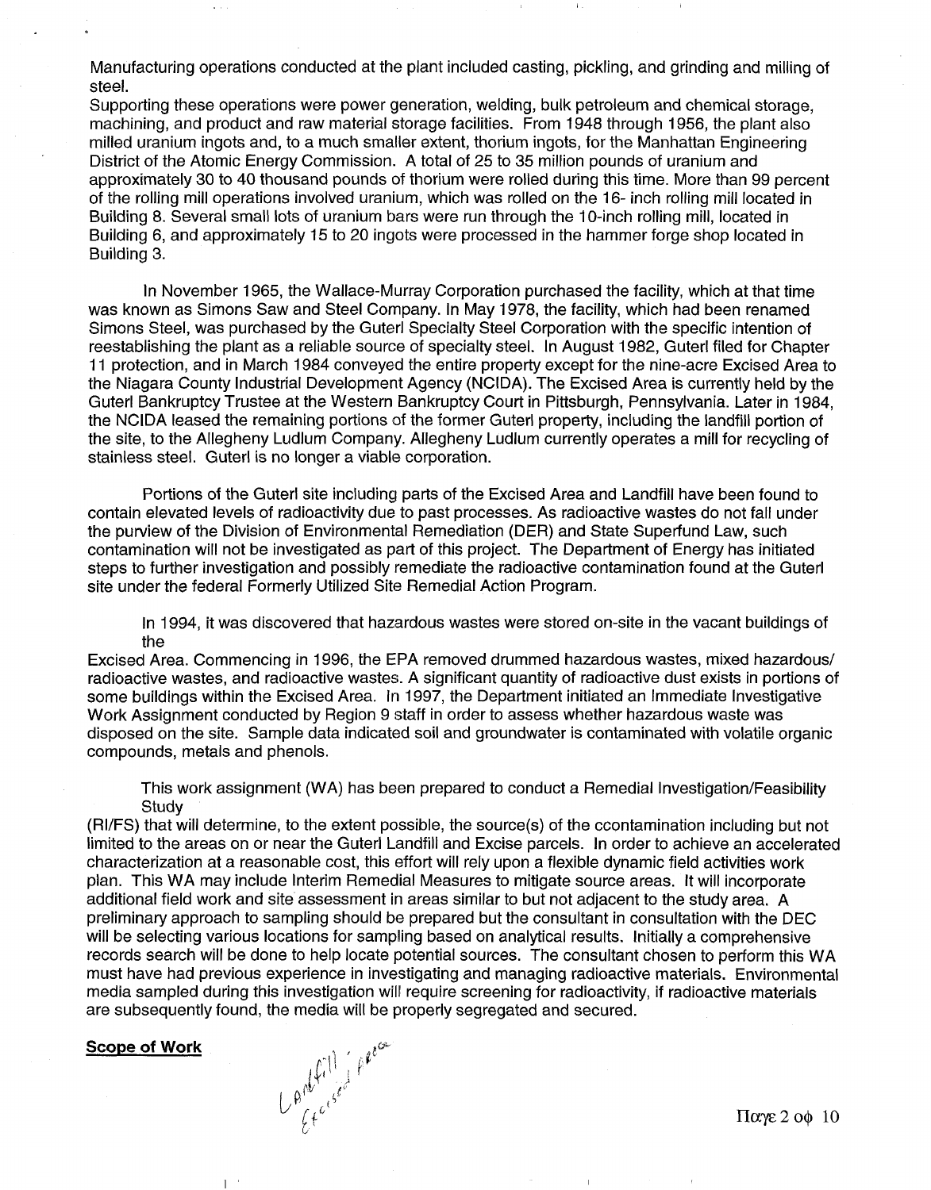Manufacturing operations conducted at the plant included casting, pickling, and grinding and milling of steel.
Supporting these operations were power generation, welding, bulk petroleum and chemical storage, machining, and product and raw material storage facilities. From 1948 through 1956, the plant also milled uranium ingots and, to a much smaller extent, thorium ingots, for the Manhattan Engineering District of the Atomic Energy Commission. A total of 25 to 35 million pounds of uranium and approximately 30 to 40 thousand pounds of thorium were rolled during this time. More than 99 percent of the rolling mill operations involved uranium, which was rolled on the 16- inch rolling mill located in Building 8. Several small lots of uranium bars were run through the 10-inch rolling mill, located in Building 6, and approximately 15 to 20 ingots were processed in the hammer forge shop located in Building 3.

In November 1965, the Wallace-Murray Corporation purchased the facility, which at that time was known as Simons Saw and Steel Company. In May 1978, the facility, which had been renamed Simons Steel, was purchased by the Guterl Specialty Steel Corporation with the specific intention of reestablishing the plant as a reliable source of specialty steel. In August 1982, Guterl filed for Chapter 11 protection, and in March 1984 conveyed the entire property except for the nine-acre Excised Area to the Niagara County Industrial Development Agency (NCIDA). The Excised Area is currently held by the Guterl Bankruptcy Trustee at the Western Bankruptcy Court in Pittsburgh, Pennsylvania. Later in 1984, the NCIDA leased the remaining portions of the former Guterl property, including the landfill portion of the site, to the Allegheny Ludlum Company. Allegheny Ludlum currently operates a mill for recycling of stainless steel. Guterl is no longer a viable corporation.

Portions of the Guterl site including parts of the Excised Area and Landfill have been found to contain elevated levels of radioactivity due to past processes. As radioactive wastes do not fall under the purview of the Division of Environmental Remediation (DER) and State Superfund Law, such contamination will not be investigated as part of this project. The Department of Energy has initiated steps to further investigation and possibly remediate the radioactive contamination found at the Guterl site under the federal Formerly Utilized Site Remedial Action Program.

In 1994, it was discovered that hazardous wastes were stored on-site in the vacant buildings of the
Excised Area. Commencing in 1996, the EPA removed drummed hazardous wastes, mixed hazardous/ radioactive wastes, and radioactive wastes. A significant quantity of radioactive dust exists in portions of some buildings within the Excised Area. In 1997, the Department initiated an Immediate Investigative Work Assignment conducted by Region 9 staff in order to assess whether hazardous waste was disposed on the site. Sample data indicated soil and groundwater is contaminated with volatile organic compounds, metals and phenols.

This work assignment (WA) has been prepared to conduct a Remedial Investigation/Feasibility Study
(RI/FS) that will determine, to the extent possible, the source(s) of the ccontamination including but not limited to the areas on or near the Guterl Landfill and Excise parcels. In order to achieve an accelerated characterization at a reasonable cost, this effort will rely upon a flexible dynamic field activities work plan. This WA may include Interim Remedial Measures to mitigate source areas. It will incorporate additional field work and site assessment in areas similar to but not adjacent to the study area. A preliminary approach to sampling should be prepared but the consultant in consultation with the DEC will be selecting various locations for sampling based on analytical results. Initially a comprehensive records search will be done to help locate potential sources. The consultant chosen to perform this WA must have had previous experience in investigating and managing radioactive materials. Environmental media sampled during this investigation will require screening for radioactivity, if radioactive materials are subsequently found, the media will be properly segregated and secured.

**Scope of Work**

Landfill / Excised Area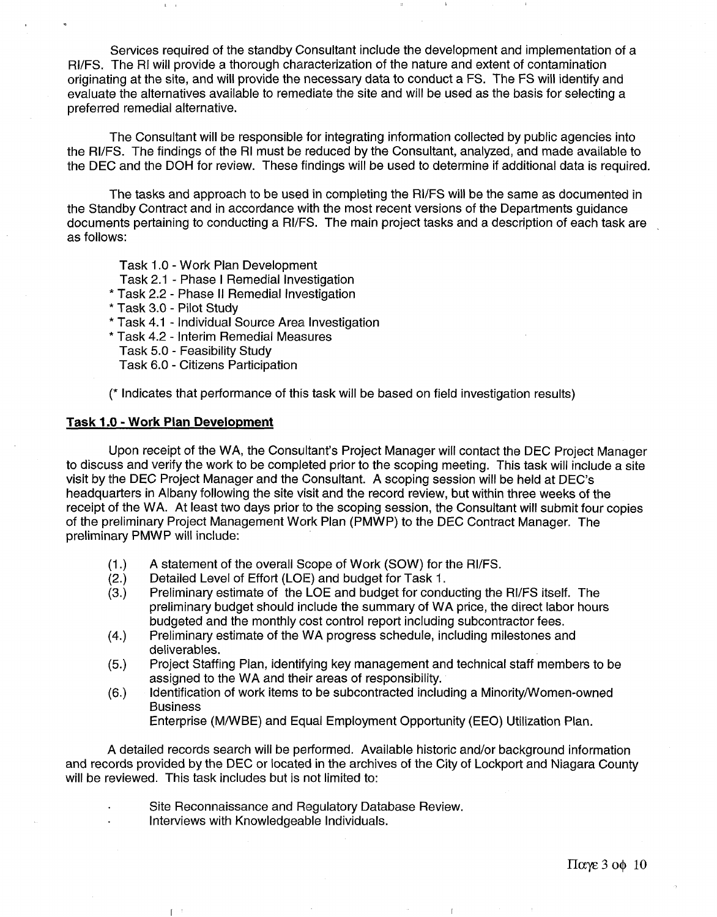Services required of the standby Consultant include the development and implementation of a RI/FS. The RI will provide a thorough characterization of the nature and extent of contamination originating at the site, and will provide the necessary data to conduct a FS. The FS will identify and evaluate the alternatives available to remediate the site and will be used as the basis for selecting a preferred remedial alternative.

The Consultant will be responsible for integrating information collected by public agencies into the RI/FS. The findings of the RI must be reduced by the Consultant, analyzed, and made available to the DEC and the DOH for review. These findings will be used to determine if additional data is required.

The tasks and approach to be used in completing the RI/FS will be the same as documented in the Standby Contract and in accordance with the most recent versions of the Departments guidance documents pertaining to conducting a RI/FS. The main project tasks and a description of each task are as follows:

Task 1.0 - Work Plan Development
Task 2.1 - Phase I Remedial Investigation
* Task 2.2 - Phase II Remedial Investigation
* Task 3.0 - Pilot Study
* Task 4.1 - Individual Source Area Investigation
* Task 4.2 - Interim Remedial Measures
Task 5.0 - Feasibility Study
Task 6.0 - Citizens Participation

(* Indicates that performance of this task will be based on field investigation results)

**Task 1.0 - Work Plan Development**

Upon receipt of the WA, the Consultant's Project Manager will contact the DEC Project Manager to discuss and verify the work to be completed prior to the scoping meeting. This task will include a site visit by the DEC Project Manager and the Consultant. A scoping session will be held at DEC's headquarters in Albany following the site visit and the record review, but within three weeks of the receipt of the WA. At least two days prior to the scoping session, the Consultant will submit four copies of the preliminary Project Management Work Plan (PMWP) to the DEC Contract Manager. The preliminary PMWP will include:

(1.) A statement of the overall Scope of Work (SOW) for the RI/FS.
(2.) Detailed Level of Effort (LOE) and budget for Task 1.
(3.) Preliminary estimate of the LOE and budget for conducting the RI/FS itself. The preliminary budget should include the summary of WA price, the direct labor hours budgeted and the monthly cost control report including subcontractor fees.
(4.) Preliminary estimate of the WA progress schedule, including milestones and deliverables.
(5.) Project Staffing Plan, identifying key management and technical staff members to be assigned to the WA and their areas of responsibility.
(6.) Identification of work items to be subcontracted including a Minority/Women-owned Business Enterprise (M/WBE) and Equal Employment Opportunity (EEO) Utilization Plan.

A detailed records search will be performed. Available historic and/or background information and records provided by the DEC or located in the archives of the City of Lockport and Niagara County will be reviewed. This task includes but is not limited to:

- Site Reconnaissance and Regulatory Database Review.
- Interviews with Knowledgeable Individuals.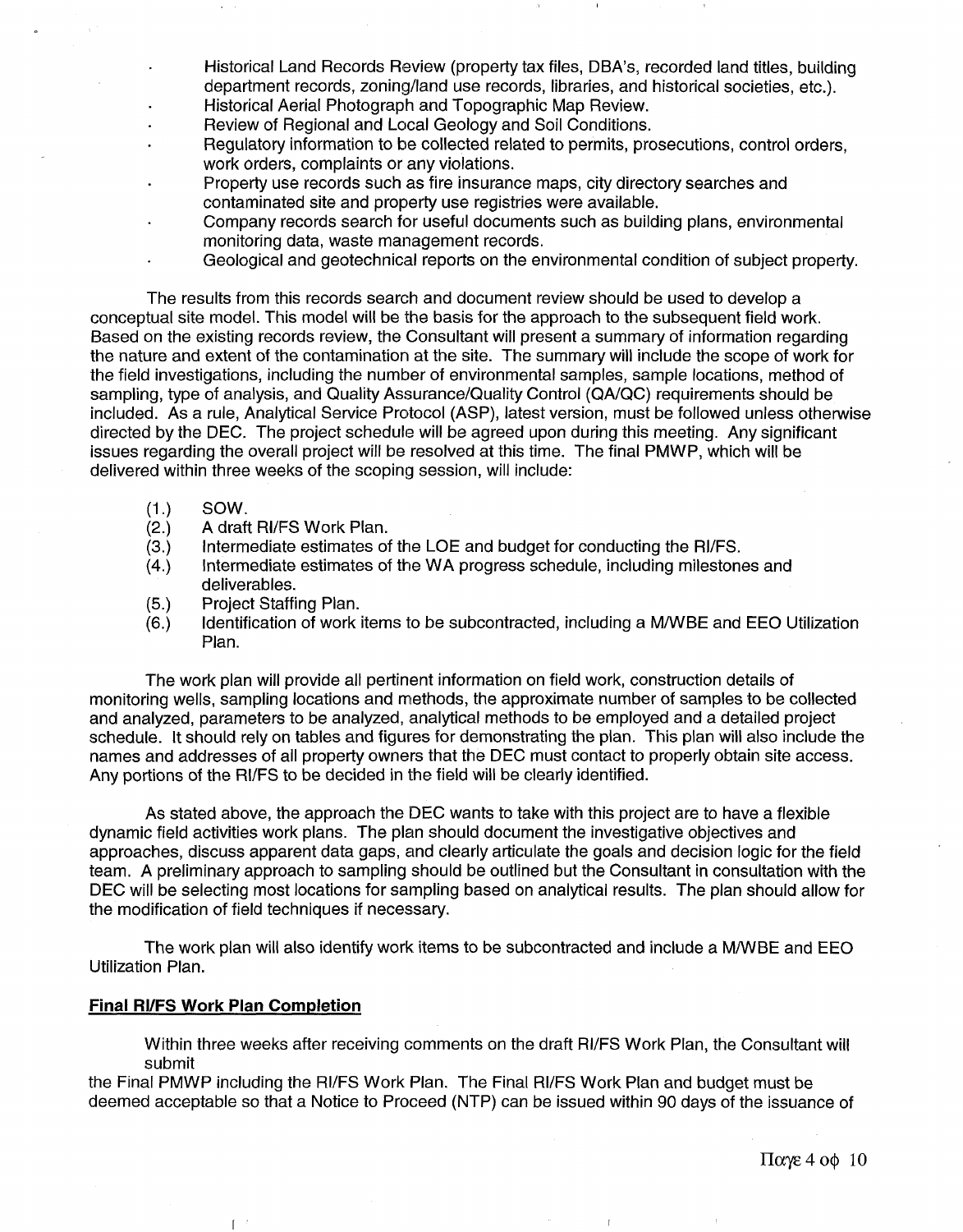- Historical Land Records Review (property tax files, DBA's, recorded land titles, building department records, zoning/land use records, libraries, and historical societies, etc.).
- Historical Aerial Photograph and Topographic Map Review.
- Review of Regional and Local Geology and Soil Conditions.
- Regulatory information to be collected related to permits, prosecutions, control orders, work orders, complaints or any violations.
- Property use records such as fire insurance maps, city directory searches and contaminated site and property use registries were available.
- Company records search for useful documents such as building plans, environmental monitoring data, waste management records.
- Geological and geotechnical reports on the environmental condition of subject property.

The results from this records search and document review should be used to develop a conceptual site model. This model will be the basis for the approach to the subsequent field work. Based on the existing records review, the Consultant will present a summary of information regarding the nature and extent of the contamination at the site. The summary will include the scope of work for the field investigations, including the number of environmental samples, sample locations, method of sampling, type of analysis, and Quality Assurance/Quality Control (QA/QC) requirements should be included. As a rule, Analytical Service Protocol (ASP), latest version, must be followed unless otherwise directed by the DEC. The project schedule will be agreed upon during this meeting. Any significant issues regarding the overall project will be resolved at this time. The final PMWP, which will be delivered within three weeks of the scoping session, will include:

(1.) SOW.
(2.) A draft RI/FS Work Plan.
(3.) Intermediate estimates of the LOE and budget for conducting the RI/FS.
(4.) Intermediate estimates of the WA progress schedule, including milestones and deliverables.
(5.) Project Staffing Plan.
(6.) Identification of work items to be subcontracted, including a M/WBE and EEO Utilization Plan.

The work plan will provide all pertinent information on field work, construction details of monitoring wells, sampling locations and methods, the approximate number of samples to be collected and analyzed, parameters to be analyzed, analytical methods to be employed and a detailed project schedule. It should rely on tables and figures for demonstrating the plan. This plan will also include the names and addresses of all property owners that the DEC must contact to properly obtain site access. Any portions of the RI/FS to be decided in the field will be clearly identified.

As stated above, the approach the DEC wants to take with this project are to have a flexible dynamic field activities work plans. The plan should document the investigative objectives and approaches, discuss apparent data gaps, and clearly articulate the goals and decision logic for the field team. A preliminary approach to sampling should be outlined but the Consultant in consultation with the DEC will be selecting most locations for sampling based on analytical results. The plan should allow for the modification of field techniques if necessary.

The work plan will also identify work items to be subcontracted and include a M/WBE and EEO Utilization Plan.

**Final RI/FS Work Plan Completion**

Within three weeks after receiving comments on the draft RI/FS Work Plan, the Consultant will submit
the Final PMWP including the RI/FS Work Plan. The Final RI/FS Work Plan and budget must be deemed acceptable so that a Notice to Proceed (NTP) can be issued within 90 days of the issuance of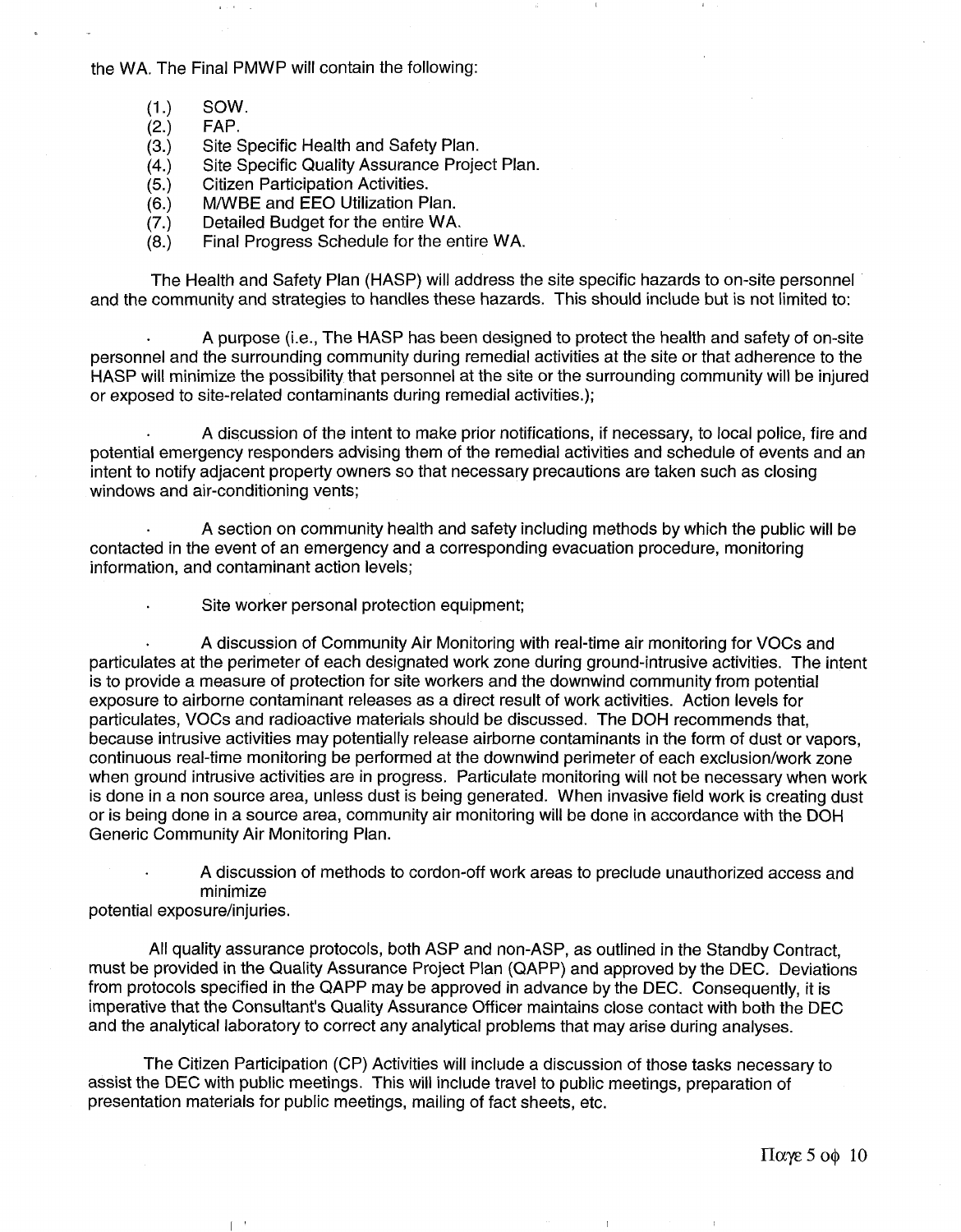the WA. The Final PMWP will contain the following:

(1.) SOW.
(2.) FAP.
(3.) Site Specific Health and Safety Plan.
(4.) Site Specific Quality Assurance Project Plan.
(5.) Citizen Participation Activities.
(6.) M/WBE and EEO Utilization Plan.
(7.) Detailed Budget for the entire WA.
(8.) Final Progress Schedule for the entire WA.

The Health and Safety Plan (HASP) will address the site specific hazards to on-site personnel and the community and strategies to handles these hazards. This should include but is not limited to:

- A purpose (i.e., The HASP has been designed to protect the health and safety of on-site personnel and the surrounding community during remedial activities at the site or that adherence to the HASP will minimize the possibility that personnel at the site or the surrounding community will be injured or exposed to site-related contaminants during remedial activities.);

- A discussion of the intent to make prior notifications, if necessary, to local police, fire and potential emergency responders advising them of the remedial activities and schedule of events and an intent to notify adjacent property owners so that necessary precautions are taken such as closing windows and air-conditioning vents;

- A section on community health and safety including methods by which the public will be contacted in the event of an emergency and a corresponding evacuation procedure, monitoring information, and contaminant action levels;

- Site worker personal protection equipment;

- A discussion of Community Air Monitoring with real-time air monitoring for VOCs and particulates at the perimeter of each designated work zone during ground-intrusive activities. The intent is to provide a measure of protection for site workers and the downwind community from potential exposure to airborne contaminant releases as a direct result of work activities. Action levels for particulates, VOCs and radioactive materials should be discussed. The DOH recommends that, because intrusive activities may potentially release airborne contaminants in the form of dust or vapors, continuous real-time monitoring be performed at the downwind perimeter of each exclusion/work zone when ground intrusive activities are in progress. Particulate monitoring will not be necessary when work is done in a non source area, unless dust is being generated. When invasive field work is creating dust or is being done in a source area, community air monitoring will be done in accordance with the DOH Generic Community Air Monitoring Plan.

- A discussion of methods to cordon-off work areas to preclude unauthorized access and minimize potential exposure/injuries.

All quality assurance protocols, both ASP and non-ASP, as outlined in the Standby Contract, must be provided in the Quality Assurance Project Plan (QAPP) and approved by the DEC. Deviations from protocols specified in the QAPP may be approved in advance by the DEC. Consequently, it is imperative that the Consultant's Quality Assurance Officer maintains close contact with both the DEC and the analytical laboratory to correct any analytical problems that may arise during analyses.

The Citizen Participation (CP) Activities will include a discussion of those tasks necessary to assist the DEC with public meetings. This will include travel to public meetings, preparation of presentation materials for public meetings, mailing of fact sheets, etc.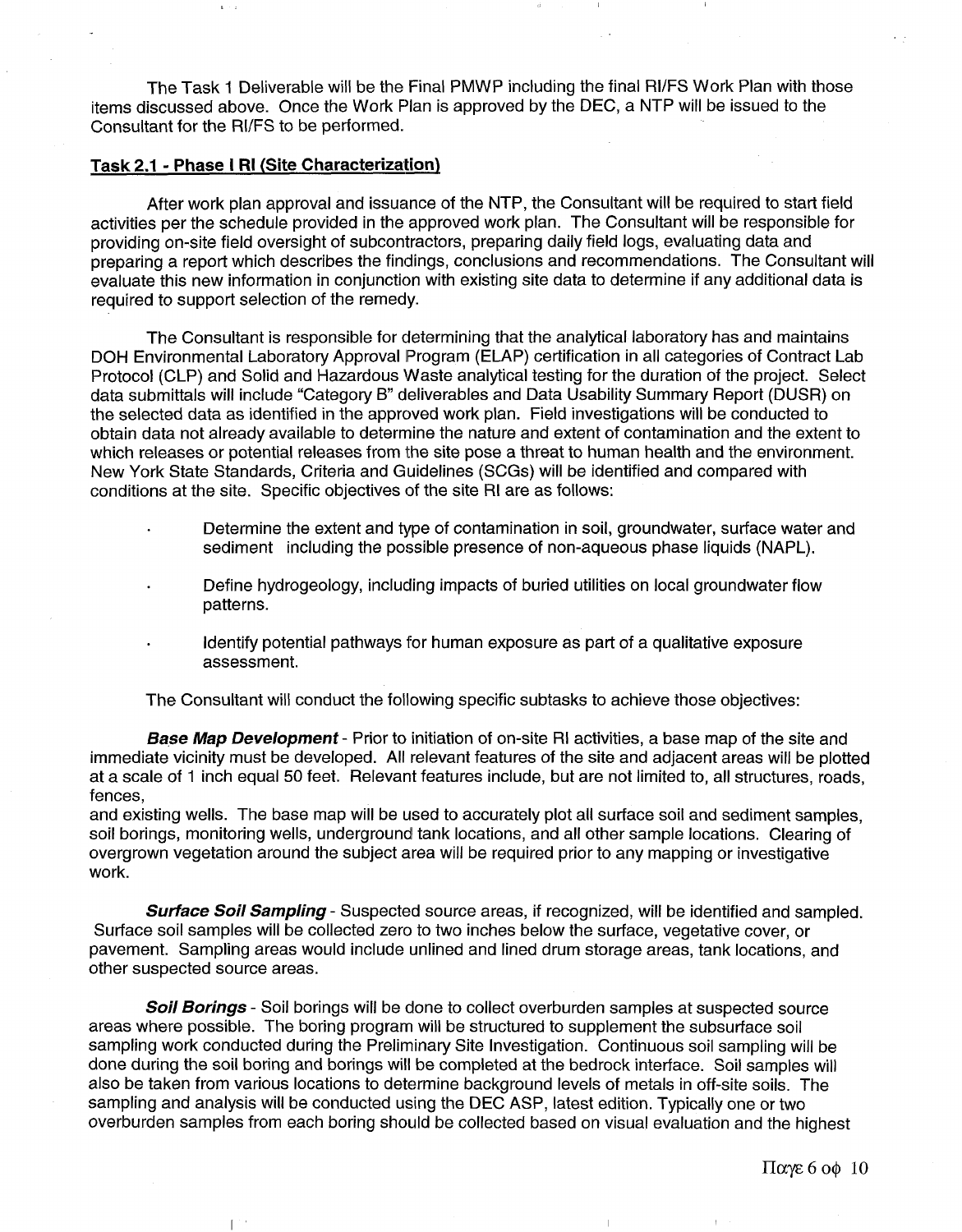The Task 1 Deliverable will be the Final PMWP including the final RI/FS Work Plan with those items discussed above. Once the Work Plan is approved by the DEC, a NTP will be issued to the Consultant for the RI/FS to be performed.

**Task 2.1 - Phase I RI (Site Characterization)**

After work plan approval and issuance of the NTP, the Consultant will be required to start field activities per the schedule provided in the approved work plan. The Consultant will be responsible for providing on-site field oversight of subcontractors, preparing daily field logs, evaluating data and preparing a report which describes the findings, conclusions and recommendations. The Consultant will evaluate this new information in conjunction with existing site data to determine if any additional data is required to support selection of the remedy.

The Consultant is responsible for determining that the analytical laboratory has and maintains DOH Environmental Laboratory Approval Program (ELAP) certification in all categories of Contract Lab Protocol (CLP) and Solid and Hazardous Waste analytical testing for the duration of the project. Select data submittals will include "Category B" deliverables and Data Usability Summary Report (DUSR) on the selected data as identified in the approved work plan. Field investigations will be conducted to obtain data not already available to determine the nature and extent of contamination and the extent to which releases or potential releases from the site pose a threat to human health and the environment. New York State Standards, Criteria and Guidelines (SCGs) will be identified and compared with conditions at the site. Specific objectives of the site RI are as follows:

- Determine the extent and type of contamination in soil, groundwater, surface water and sediment including the possible presence of non-aqueous phase liquids (NAPL).
- Define hydrogeology, including impacts of buried utilities on local groundwater flow patterns.
- Identify potential pathways for human exposure as part of a qualitative exposure assessment.

The Consultant will conduct the following specific subtasks to achieve those objectives:

***Base Map Development*** - Prior to initiation of on-site RI activities, a base map of the site and immediate vicinity must be developed. All relevant features of the site and adjacent areas will be plotted at a scale of 1 inch equal 50 feet. Relevant features include, but are not limited to, all structures, roads, fences, and existing wells. The base map will be used to accurately plot all surface soil and sediment samples, soil borings, monitoring wells, underground tank locations, and all other sample locations. Clearing of overgrown vegetation around the subject area will be required prior to any mapping or investigative work.

***Surface Soil Sampling*** - Suspected source areas, if recognized, will be identified and sampled. Surface soil samples will be collected zero to two inches below the surface, vegetative cover, or pavement. Sampling areas would include unlined and lined drum storage areas, tank locations, and other suspected source areas.

***Soil Borings*** - Soil borings will be done to collect overburden samples at suspected source areas where possible. The boring program will be structured to supplement the subsurface soil sampling work conducted during the Preliminary Site Investigation. Continuous soil sampling will be done during the soil boring and borings will be completed at the bedrock interface. Soil samples will also be taken from various locations to determine background levels of metals in off-site soils. The sampling and analysis will be conducted using the DEC ASP, latest edition. Typically one or two overburden samples from each boring should be collected based on visual evaluation and the highest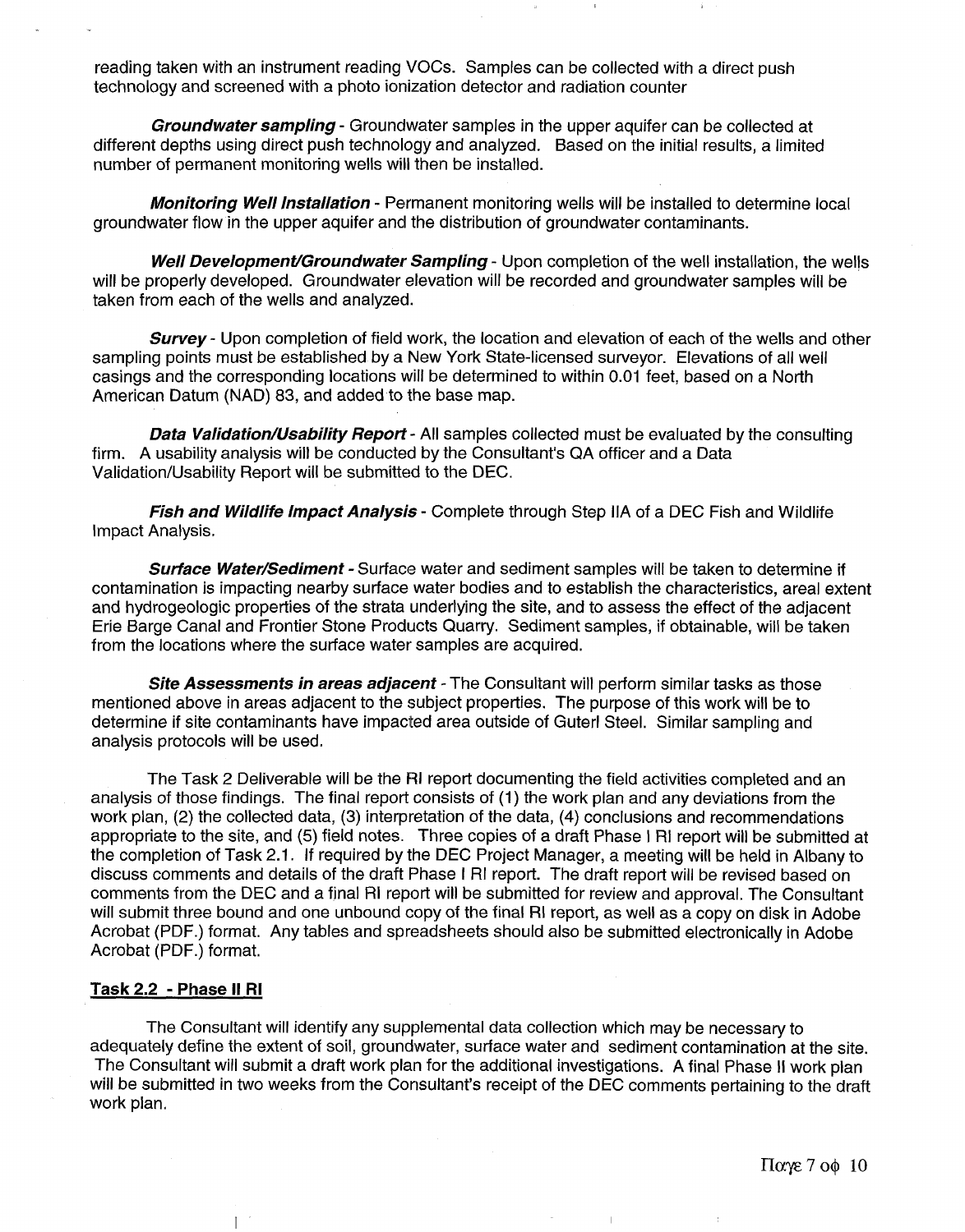reading taken with an instrument reading VOCs. Samples can be collected with a direct push technology and screened with a photo ionization detector and radiation counter

***Groundwater sampling*** - Groundwater samples in the upper aquifer can be collected at different depths using direct push technology and analyzed. Based on the initial results, a limited number of permanent monitoring wells will then be installed.

***Monitoring Well Installation*** - Permanent monitoring wells will be installed to determine local groundwater flow in the upper aquifer and the distribution of groundwater contaminants.

***Well Development/Groundwater Sampling*** - Upon completion of the well installation, the wells will be properly developed. Groundwater elevation will be recorded and groundwater samples will be taken from each of the wells and analyzed.

***Survey*** - Upon completion of field work, the location and elevation of each of the wells and other sampling points must be established by a New York State-licensed surveyor. Elevations of all well casings and the corresponding locations will be determined to within 0.01 feet, based on a North American Datum (NAD) 83, and added to the base map.

***Data Validation/Usability Report*** - All samples collected must be evaluated by the consulting firm. A usability analysis will be conducted by the Consultant's QA officer and a Data Validation/Usability Report will be submitted to the DEC.

***Fish and Wildlife Impact Analysis*** - Complete through Step IIA of a DEC Fish and Wildlife Impact Analysis.

***Surface Water/Sediment*** - Surface water and sediment samples will be taken to determine if contamination is impacting nearby surface water bodies and to establish the characteristics, areal extent and hydrogeologic properties of the strata underlying the site, and to assess the effect of the adjacent Erie Barge Canal and Frontier Stone Products Quarry. Sediment samples, if obtainable, will be taken from the locations where the surface water samples are acquired.

***Site Assessments in areas adjacent*** - The Consultant will perform similar tasks as those mentioned above in areas adjacent to the subject properties. The purpose of this work will be to determine if site contaminants have impacted area outside of Guterl Steel. Similar sampling and analysis protocols will be used.

The Task 2 Deliverable will be the RI report documenting the field activities completed and an analysis of those findings. The final report consists of (1) the work plan and any deviations from the work plan, (2) the collected data, (3) interpretation of the data, (4) conclusions and recommendations appropriate to the site, and (5) field notes. Three copies of a draft Phase I RI report will be submitted at the completion of Task 2.1. If required by the DEC Project Manager, a meeting will be held in Albany to discuss comments and details of the draft Phase I RI report. The draft report will be revised based on comments from the DEC and a final RI report will be submitted for review and approval. The Consultant will submit three bound and one unbound copy of the final RI report, as well as a copy on disk in Adobe Acrobat (PDF.) format. Any tables and spreadsheets should also be submitted electronically in Adobe Acrobat (PDF.) format.

## Task 2.2 - Phase II RI

The Consultant will identify any supplemental data collection which may be necessary to adequately define the extent of soil, groundwater, surface water and sediment contamination at the site. The Consultant will submit a draft work plan for the additional investigations. A final Phase II work plan will be submitted in two weeks from the Consultant's receipt of the DEC comments pertaining to the draft work plan.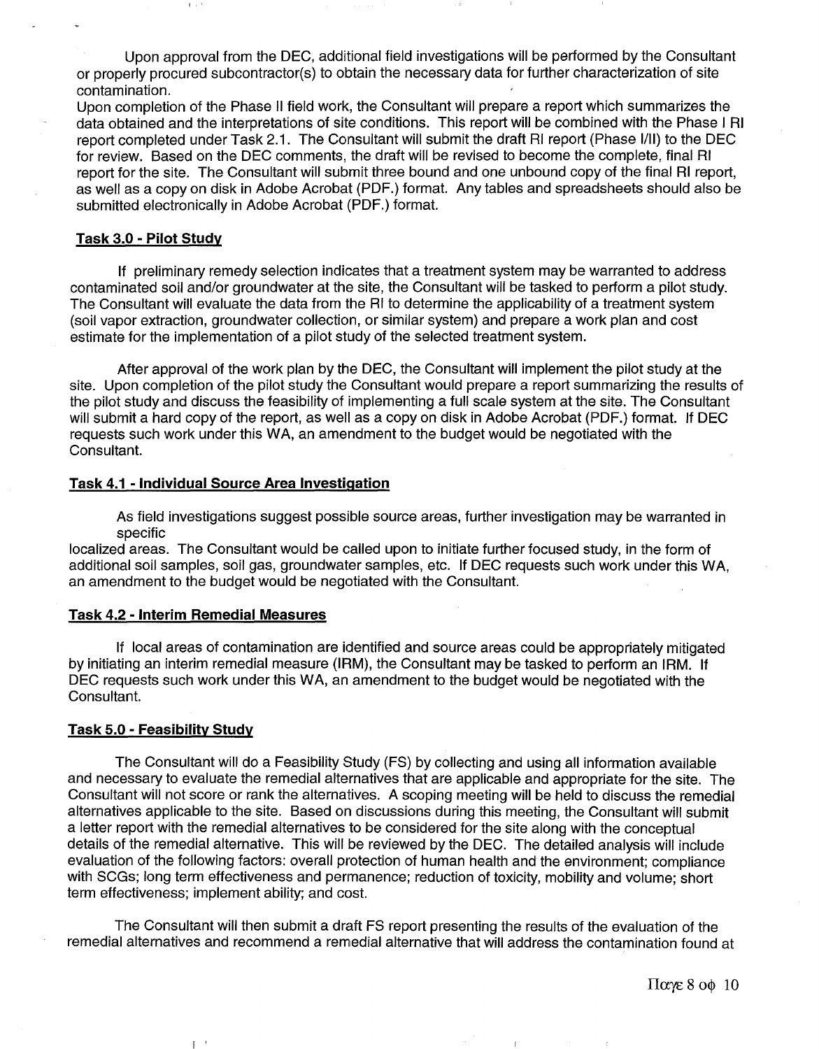Upon approval from the DEC, additional field investigations will be performed by the Consultant or properly procured subcontractor(s) to obtain the necessary data for further characterization of site contamination.

Upon completion of the Phase II field work, the Consultant will prepare a report which summarizes the data obtained and the interpretations of site conditions. This report will be combined with the Phase I RI report completed under Task 2.1. The Consultant will submit the draft RI report (Phase I/II) to the DEC for review. Based on the DEC comments, the draft will be revised to become the complete, final RI report for the site. The Consultant will submit three bound and one unbound copy of the final RI report, as well as a copy on disk in Adobe Acrobat (PDF.) format. Any tables and spreadsheets should also be submitted electronically in Adobe Acrobat (PDF.) format.

**Task 3.0 - Pilot Study**

If preliminary remedy selection indicates that a treatment system may be warranted to address contaminated soil and/or groundwater at the site, the Consultant will be tasked to perform a pilot study. The Consultant will evaluate the data from the RI to determine the applicability of a treatment system (soil vapor extraction, groundwater collection, or similar system) and prepare a work plan and cost estimate for the implementation of a pilot study of the selected treatment system.

After approval of the work plan by the DEC, the Consultant will implement the pilot study at the site. Upon completion of the pilot study the Consultant would prepare a report summarizing the results of the pilot study and discuss the feasibility of implementing a full scale system at the site. The Consultant will submit a hard copy of the report, as well as a copy on disk in Adobe Acrobat (PDF.) format. If DEC requests such work under this WA, an amendment to the budget would be negotiated with the Consultant.

**Task 4.1 - Individual Source Area Investigation**

As field investigations suggest possible source areas, further investigation may be warranted in specific localized areas. The Consultant would be called upon to initiate further focused study, in the form of additional soil samples, soil gas, groundwater samples, etc. If DEC requests such work under this WA, an amendment to the budget would be negotiated with the Consultant.

**Task 4.2 - Interim Remedial Measures**

If local areas of contamination are identified and source areas could be appropriately mitigated by initiating an interim remedial measure (IRM), the Consultant may be tasked to perform an IRM. If DEC requests such work under this WA, an amendment to the budget would be negotiated with the Consultant.

**Task 5.0 - Feasibility Study**

The Consultant will do a Feasibility Study (FS) by collecting and using all information available and necessary to evaluate the remedial alternatives that are applicable and appropriate for the site. The Consultant will not score or rank the alternatives. A scoping meeting will be held to discuss the remedial alternatives applicable to the site. Based on discussions during this meeting, the Consultant will submit a letter report with the remedial alternatives to be considered for the site along with the conceptual details of the remedial alternative. This will be reviewed by the DEC. The detailed analysis will include evaluation of the following factors: overall protection of human health and the environment; compliance with SCGs; long term effectiveness and permanence; reduction of toxicity, mobility and volume; short term effectiveness; implement ability; and cost.

The Consultant will then submit a draft FS report presenting the results of the evaluation of the remedial alternatives and recommend a remedial alternative that will address the contamination found at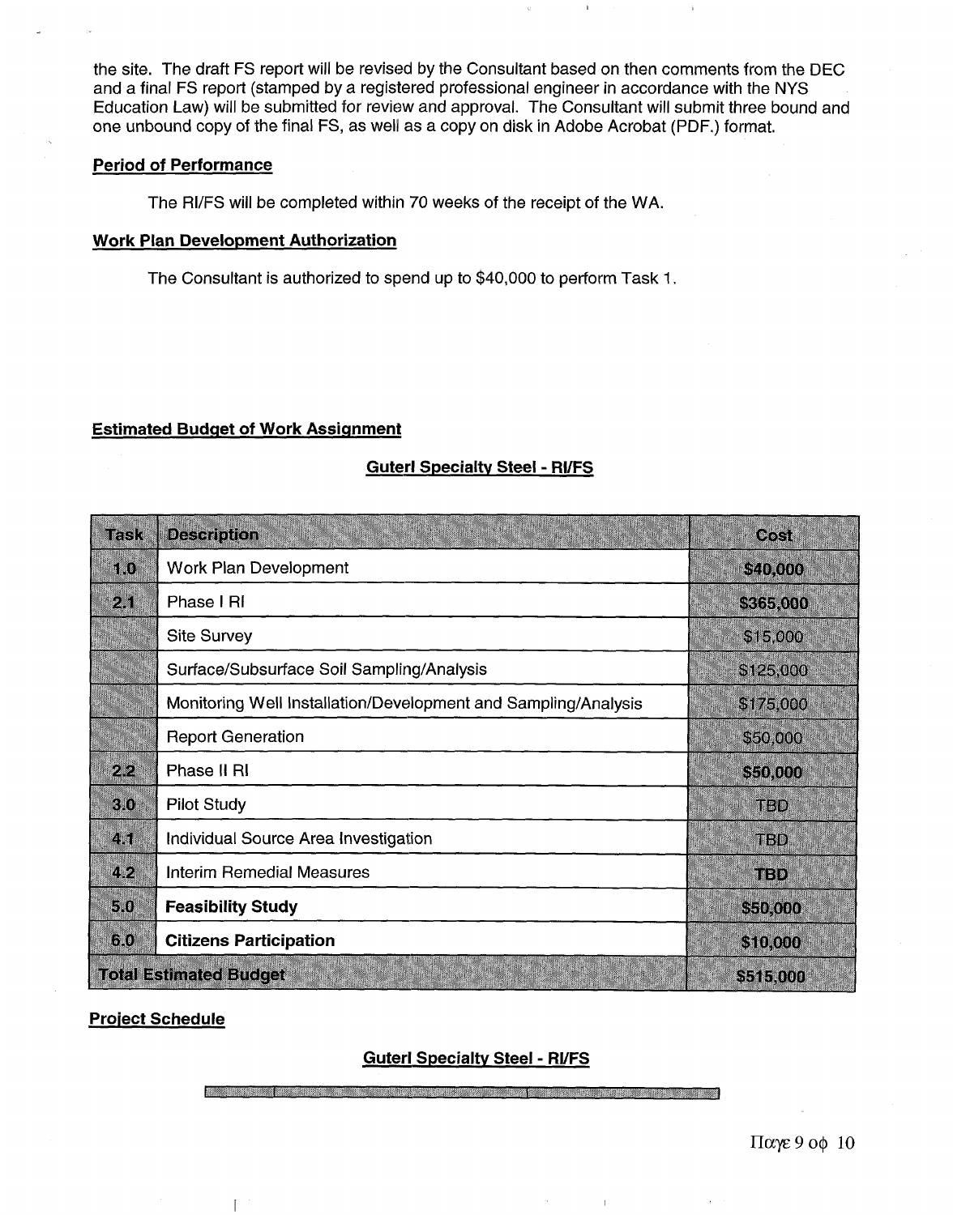the site. The draft FS report will be revised by the Consultant based on then comments from the DEC and a final FS report (stamped by a registered professional engineer in accordance with the NYS Education Law) will be submitted for review and approval. The Consultant will submit three bound and one unbound copy of the final FS, as well as a copy on disk in Adobe Acrobat (PDF.) format.

**Period of Performance**

The RI/FS will be completed within 70 weeks of the receipt of the WA.

**Work Plan Development Authorization**

The Consultant is authorized to spend up to $40,000 to perform Task 1.

**Estimated Budget of Work Assignment**

**Guterl Specialty Steel - RI/FS**

| Task | Description | Cost |
|---|---|---|
| 1.0 | Work Plan Development | **$40,000** |
| 2.1 | Phase I RI | **$365,000** |
| | Site Survey | $15,000 |
| | Surface/Subsurface Soil Sampling/Analysis | $125,000 |
| | Monitoring Well Installation/Development and Sampling/Analysis | $175,000 |
| | Report Generation | $50,000 |
| 2.2 | Phase II RI | **$50,000** |
| 3.0 | Pilot Study | TBD |
| 4.1 | Individual Source Area Investigation | TBD |
| 4.2 | Interim Remedial Measures | **TBD** |
| 5.0 | **Feasibility Study** | **$50,000** |
| 6.0 | **Citizens Participation** | **$10,000** |
| **Total Estimated Budget** | | **$515,000** |

**Project Schedule**

**Guterl Specialty Steel - RI/FS**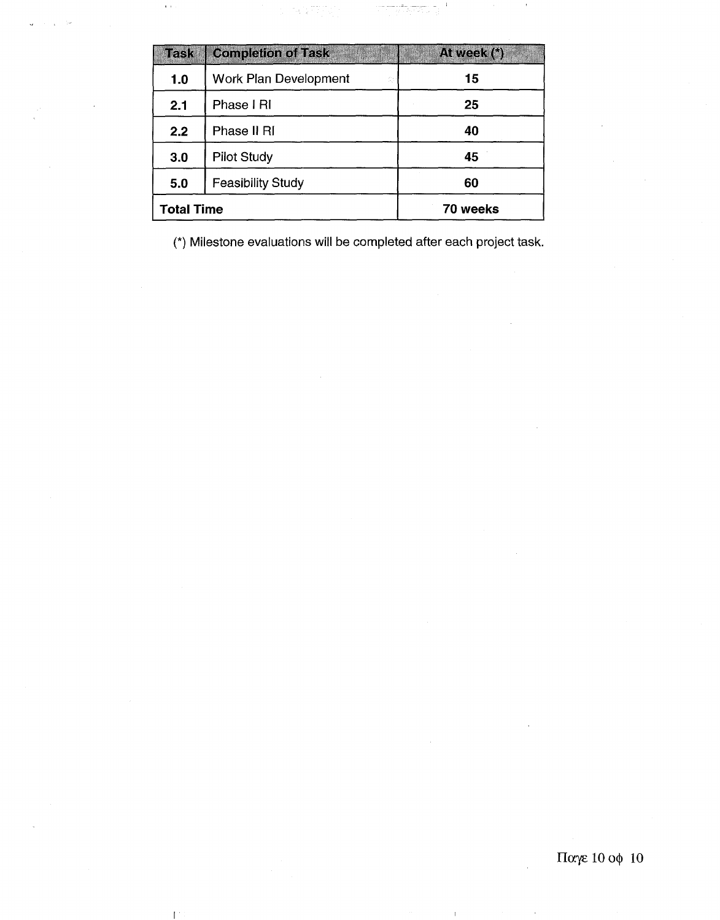| Task | Completion of Task | At week (*) |
|---|---|---|
| 1.0 | Work Plan Development | 15 |
| 2.1 | Phase I RI | 25 |
| 2.2 | Phase II RI | 40 |
| 3.0 | Pilot Study | 45 |
| 5.0 | Feasibility Study | 60 |
| Total Time | | 70 weeks |

(*) Milestone evaluations will be completed after each project task.